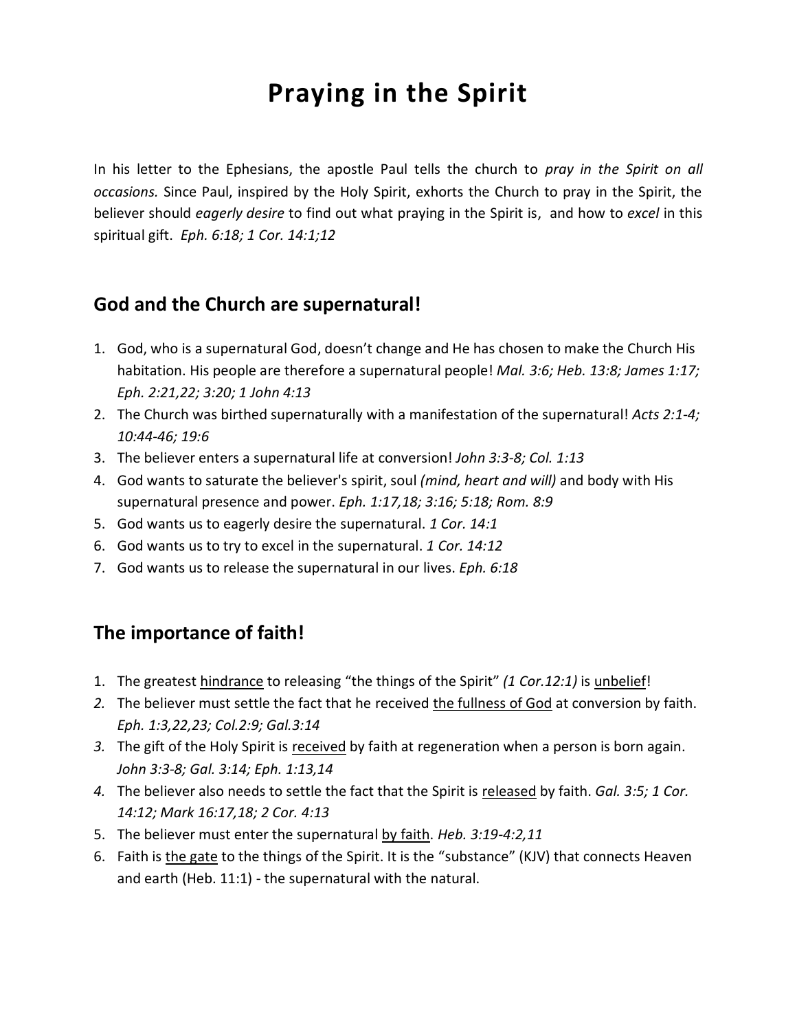# Praying in the Spirit

In his letter to the Ephesians, the apostle Paul tells the church to *pray in the Spirit on all occasions.* Since Paul, inspired by the Holy Spirit, exhorts the Church to pray in the Spirit, the believer should *eagerly desire* to find out what praying in the Spirit is, and how to *excel* in this spiritual gift. *Eph. 6:18; 1 Cor. 14:1;12*

## God and the Church are supernatural!

1. God, who is a supernatural God, doesn't change and He has chosen to make the Church His habitation. His people are therefore a supernatural people! *Mal. 3:6; Heb. 13:8; James 1:17; Eph. 2:21,22; 3:20; 1 John 4:13*
2. The Church was birthed supernaturally with a manifestation of the supernatural! *Acts 2:1-4; 10:44-46; 19:6*
3. The believer enters a supernatural life at conversion! *John 3:3-8; Col. 1:13*
4. God wants to saturate the believer's spirit, soul *(mind, heart and will)* and body with His supernatural presence and power. *Eph. 1:17,18; 3:16; 5:18; Rom. 8:9*
5. God wants us to eagerly desire the supernatural. *1 Cor. 14:1*
6. God wants us to try to excel in the supernatural. *1 Cor. 14:12*
7. God wants us to release the supernatural in our lives. *Eph. 6:18*

## The importance of faith!

1. The greatest <u>hindrance</u> to releasing "the things of the Spirit" *(1 Cor.12:1)* is <u>unbelief</u>!
2. The believer must settle the fact that he received <u>the fullness of God</u> at conversion by faith. *Eph. 1:3,22,23; Col.2:9; Gal.3:14*
3. The gift of the Holy Spirit is <u>received</u> by faith at regeneration when a person is born again. *John 3:3-8; Gal. 3:14; Eph. 1:13,14*
4. The believer also needs to settle the fact that the Spirit is <u>released</u> by faith. *Gal. 3:5; 1 Cor. 14:12; Mark 16:17,18; 2 Cor. 4:13*
5. The believer must enter the supernatural <u>by faith</u>. *Heb. 3:19-4:2,11*
6. Faith is <u>the gate</u> to the things of the Spirit. It is the "substance" (KJV) that connects Heaven and earth (Heb. 11:1) - the supernatural with the natural.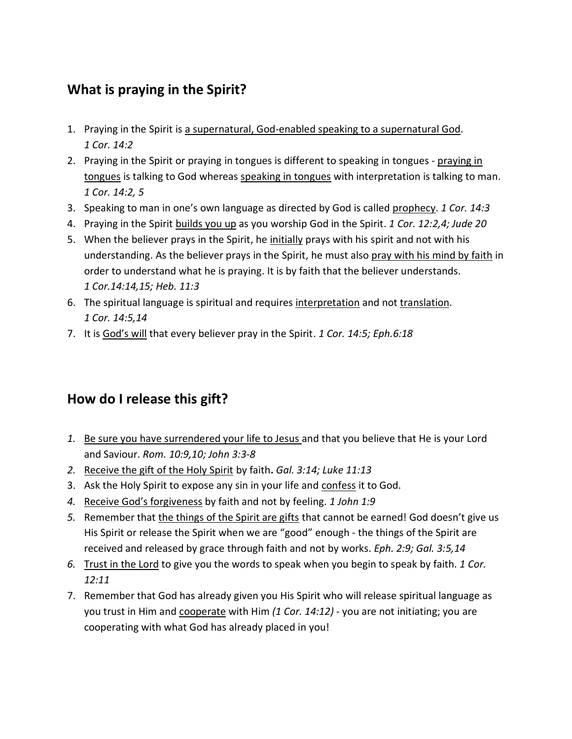## What is praying in the Spirit?

1. Praying in the Spirit is <u>a supernatural, God-enabled speaking to a supernatural God</u>. *1 Cor. 14:2*
2. Praying in the Spirit or praying in tongues is different to speaking in tongues - <u>praying in tongues</u> is talking to God whereas <u>speaking in tongues</u> with interpretation is talking to man. *1 Cor. 14:2, 5*
3. Speaking to man in one's own language as directed by God is called <u>prophecy</u>. *1 Cor. 14:3*
4. Praying in the Spirit <u>builds you up</u> as you worship God in the Spirit. *1 Cor. 12:2,4; Jude 20*
5. When the believer prays in the Spirit, he <u>initially</u> prays with his spirit and not with his understanding. As the believer prays in the Spirit, he must also <u>pray with his mind by faith</u> in order to understand what he is praying. It is by faith that the believer understands. *1 Cor.14:14,15; Heb. 11:3*
6. The spiritual language is spiritual and requires <u>interpretation</u> and not <u>translation</u>. *1 Cor. 14:5,14*
7. It is <u>God's will</u> that every believer pray in the Spirit. *1 Cor. 14:5; Eph.6:18*

## How do I release this gift?

1. <u>Be sure you have surrendered your life to Jesus</u> and that you believe that He is your Lord and Saviour. *Rom. 10:9,10; John 3:3-8*
2. <u>Receive the gift of the Holy Spirit</u> by faith**.** *Gal. 3:14; Luke 11:13*
3. Ask the Holy Spirit to expose any sin in your life and <u>confess</u> it to God.
4. <u>Receive God's forgiveness</u> by faith and not by feeling. *1 John 1:9*
5. Remember that <u>the things of the Spirit are gifts</u> that cannot be earned! God doesn't give us His Spirit or release the Spirit when we are "good" enough - the things of the Spirit are received and released by grace through faith and not by works. *Eph. 2:9; Gal. 3:5,14*
6. <u>Trust in the Lord</u> to give you the words to speak when you begin to speak by faith. *1 Cor. 12:11*
7. Remember that God has already given you His Spirit who will release spiritual language as you trust in Him and <u>cooperate</u> with Him *(1 Cor. 14:12)* - you are not initiating; you are cooperating with what God has already placed in you!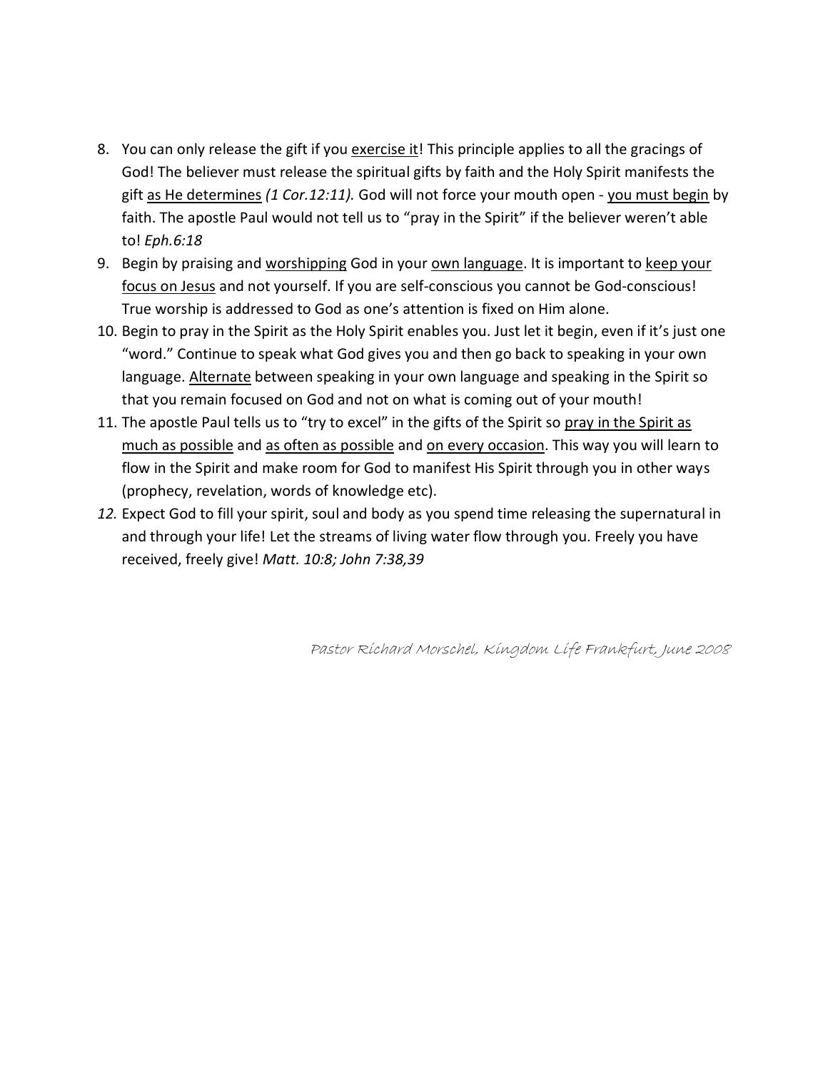8. You can only release the gift if you exercise it! This principle applies to all the gracings of God! The believer must release the spiritual gifts by faith and the Holy Spirit manifests the gift as He determines *(1 Cor.12:11).* God will not force your mouth open - you must begin by faith. The apostle Paul would not tell us to "pray in the Spirit" if the believer weren't able to! *Eph.6:18*
9. Begin by praising and worshipping God in your own language. It is important to keep your focus on Jesus and not yourself. If you are self-conscious you cannot be God-conscious! True worship is addressed to God as one's attention is fixed on Him alone.
10. Begin to pray in the Spirit as the Holy Spirit enables you. Just let it begin, even if it's just one "word." Continue to speak what God gives you and then go back to speaking in your own language. Alternate between speaking in your own language and speaking in the Spirit so that you remain focused on God and not on what is coming out of your mouth!
11. The apostle Paul tells us to "try to excel" in the gifts of the Spirit so pray in the Spirit as much as possible and as often as possible and on every occasion. This way you will learn to flow in the Spirit and make room for God to manifest His Spirit through you in other ways (prophecy, revelation, words of knowledge etc).
12. Expect God to fill your spirit, soul and body as you spend time releasing the supernatural in and through your life! Let the streams of living water flow through you. Freely you have received, freely give! *Matt. 10:8; John 7:38,39*

*Pastor Richard Morschel, Kingdom Life Frankfurt, June 2008*